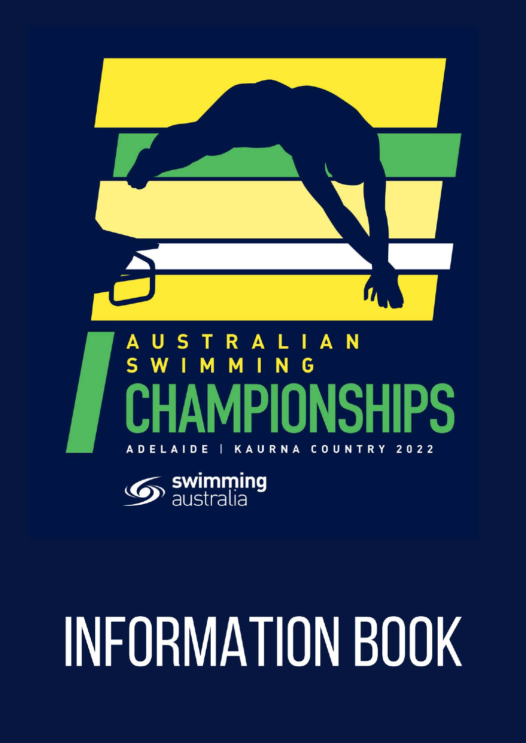# AUSTRALIAN SWIMMING CHAMPIONSHIPS

ADELAIDE | KAURNA COUNTRY 2022

swimming australia

# INFORMATION BOOK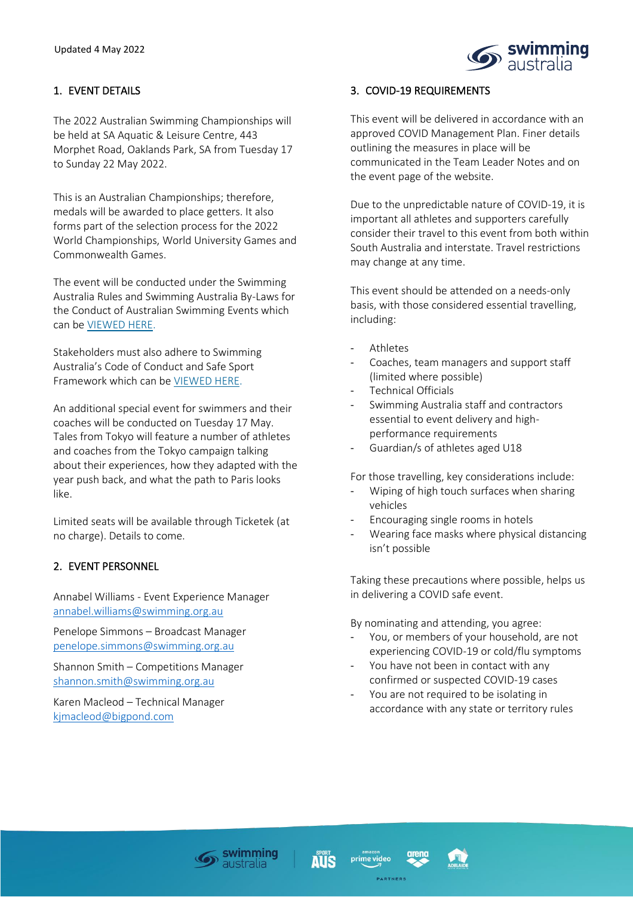Updated 4 May 2022

## 1. EVENT DETAILS

The 2022 Australian Swimming Championships will be held at SA Aquatic & Leisure Centre, 443 Morphet Road, Oaklands Park, SA from Tuesday 17 to Sunday 22 May 2022.

This is an Australian Championships; therefore, medals will be awarded to place getters. It also forms part of the selection process for the 2022 World Championships, World University Games and Commonwealth Games.

The event will be conducted under the Swimming Australia Rules and Swimming Australia By-Laws for the Conduct of Australian Swimming Events which can be VIEWED HERE.

Stakeholders must also adhere to Swimming Australia's Code of Conduct and Safe Sport Framework which can be VIEWED HERE.

An additional special event for swimmers and their coaches will be conducted on Tuesday 17 May. Tales from Tokyo will feature a number of athletes and coaches from the Tokyo campaign talking about their experiences, how they adapted with the year push back, and what the path to Paris looks like.

Limited seats will be available through Ticketek (at no charge). Details to come.

## 2. EVENT PERSONNEL

Annabel Williams - Event Experience Manager
annabel.williams@swimming.org.au

Penelope Simmons – Broadcast Manager
penelope.simmons@swimming.org.au

Shannon Smith – Competitions Manager
shannon.smith@swimming.org.au

Karen Macleod – Technical Manager
kjmacleod@bigpond.com

## 3. COVID-19 REQUIREMENTS

This event will be delivered in accordance with an approved COVID Management Plan. Finer details outlining the measures in place will be communicated in the Team Leader Notes and on the event page of the website.

Due to the unpredictable nature of COVID-19, it is important all athletes and supporters carefully consider their travel to this event from both within South Australia and interstate. Travel restrictions may change at any time.

This event should be attended on a needs-only basis, with those considered essential travelling, including:

- Athletes
- Coaches, team managers and support staff (limited where possible)
- Technical Officials
- Swimming Australia staff and contractors essential to event delivery and high-performance requirements
- Guardian/s of athletes aged U18

For those travelling, key considerations include:

- Wiping of high touch surfaces when sharing vehicles
- Encouraging single rooms in hotels
- Wearing face masks where physical distancing isn't possible

Taking these precautions where possible, helps us in delivering a COVID safe event.

By nominating and attending, you agree:

- You, or members of your household, are not experiencing COVID-19 or cold/flu symptoms
- You have not been in contact with any confirmed or suspected COVID-19 cases
- You are not required to be isolating in accordance with any state or territory rules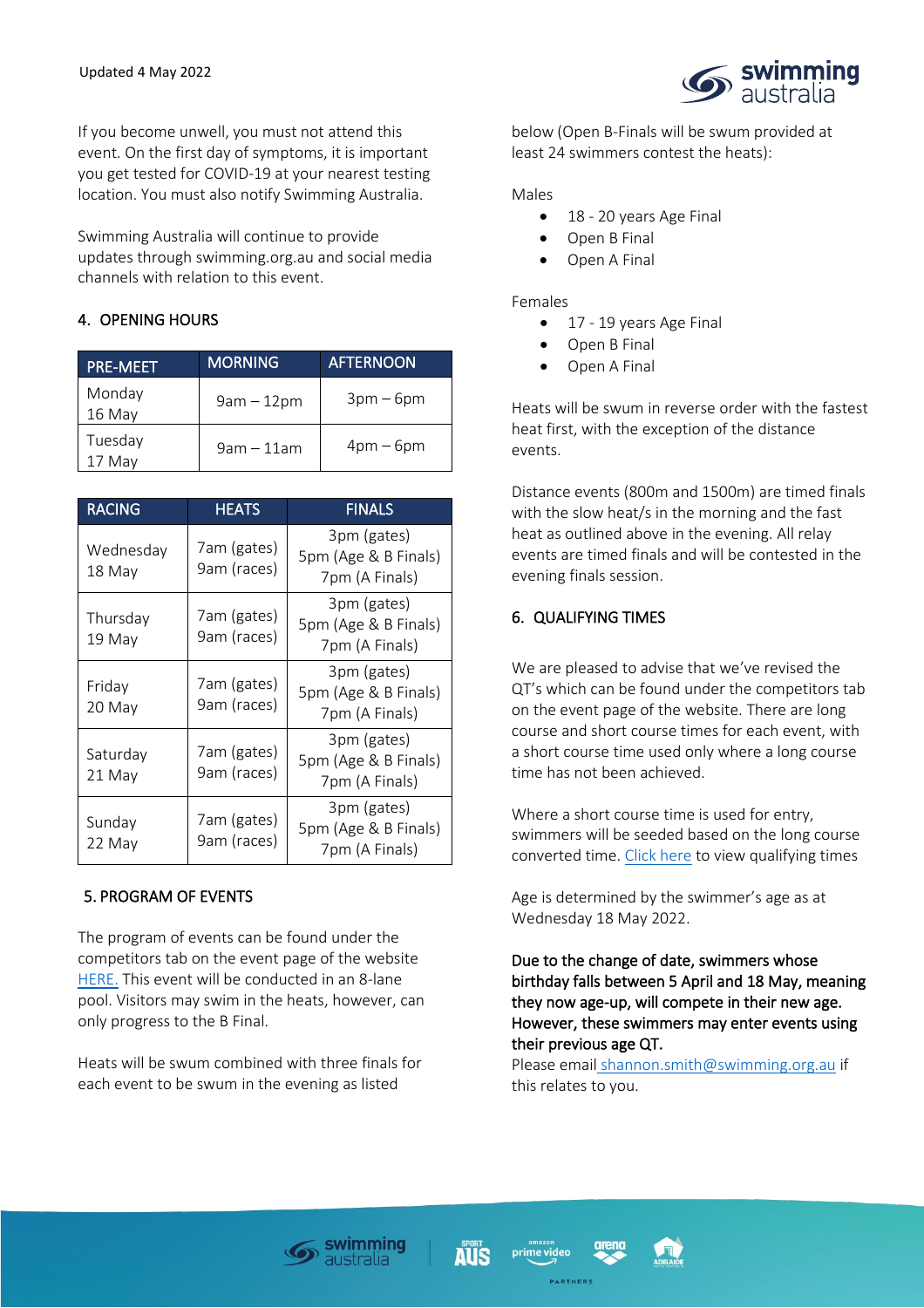If you become unwell, you must not attend this event. On the first day of symptoms, it is important you get tested for COVID-19 at your nearest testing location. You must also notify Swimming Australia.

Swimming Australia will continue to provide updates through swimming.org.au and social media channels with relation to this event.

## 4. OPENING HOURS

| PRE-MEET | MORNING | AFTERNOON |
|---|---|---|
| Monday 16 May | 9am – 12pm | 3pm – 6pm |
| Tuesday 17 May | 9am – 11am | 4pm – 6pm |

| RACING | HEATS | FINALS |
|---|---|---|
| Wednesday 18 May | 7am (gates) 9am (races) | 3pm (gates) 5pm (Age & B Finals) 7pm (A Finals) |
| Thursday 19 May | 7am (gates) 9am (races) | 3pm (gates) 5pm (Age & B Finals) 7pm (A Finals) |
| Friday 20 May | 7am (gates) 9am (races) | 3pm (gates) 5pm (Age & B Finals) 7pm (A Finals) |
| Saturday 21 May | 7am (gates) 9am (races) | 3pm (gates) 5pm (Age & B Finals) 7pm (A Finals) |
| Sunday 22 May | 7am (gates) 9am (races) | 3pm (gates) 5pm (Age & B Finals) 7pm (A Finals) |

## 5. PROGRAM OF EVENTS

The program of events can be found under the competitors tab on the event page of the website HERE. This event will be conducted in an 8-lane pool. Visitors may swim in the heats, however, can only progress to the B Final.

Heats will be swum combined with three finals for each event to be swum in the evening as listed below (Open B-Finals will be swum provided at least 24 swimmers contest the heats):

Males

- 18 - 20 years Age Final
- Open B Final
- Open A Final

Females

- 17 - 19 years Age Final
- Open B Final
- Open A Final

Heats will be swum in reverse order with the fastest heat first, with the exception of the distance events.

Distance events (800m and 1500m) are timed finals with the slow heat/s in the morning and the fast heat as outlined above in the evening. All relay events are timed finals and will be contested in the evening finals session.

## 6. QUALIFYING TIMES

We are pleased to advise that we've revised the QT's which can be found under the competitors tab on the event page of the website. There are long course and short course times for each event, with a short course time used only where a long course time has not been achieved.

Where a short course time is used for entry, swimmers will be seeded based on the long course converted time. Click here to view qualifying times

Age is determined by the swimmer's age as at Wednesday 18 May 2022.

**Due to the change of date, swimmers whose birthday falls between 5 April and 18 May, meaning they now age-up, will compete in their new age. However, these swimmers may enter events using their previous age QT.**

Please email shannon.smith@swimming.org.au if this relates to you.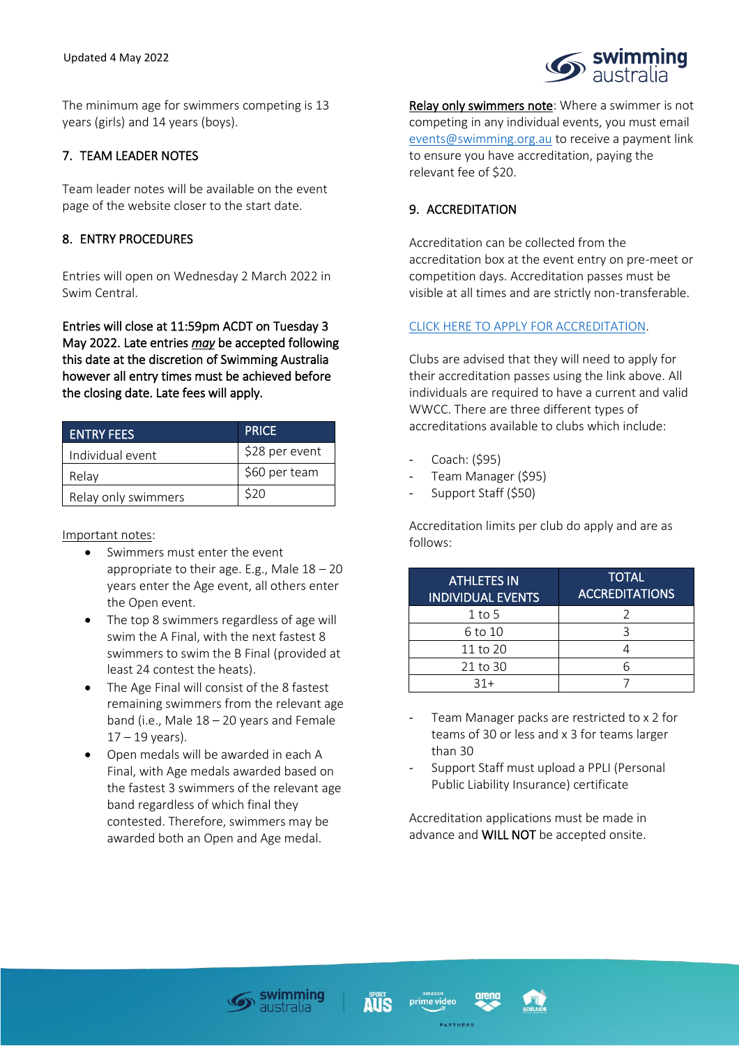The minimum age for swimmers competing is 13 years (girls) and 14 years (boys).

## 7. TEAM LEADER NOTES

Team leader notes will be available on the event page of the website closer to the start date.

## 8. ENTRY PROCEDURES

Entries will open on Wednesday 2 March 2022 in Swim Central.

**Entries will close at 11:59pm ACDT on Tuesday 3 May 2022. Late entries *may* be accepted following this date at the discretion of Swimming Australia however all entry times must be achieved before the closing date. Late fees will apply.**

| ENTRY FEES | PRICE |
|---|---|
| Individual event | $28 per event |
| Relay | $60 per team |
| Relay only swimmers | $20 |

Important notes:

- Swimmers must enter the event appropriate to their age. E.g., Male 18 – 20 years enter the Age event, all others enter the Open event.
- The top 8 swimmers regardless of age will swim the A Final, with the next fastest 8 swimmers to swim the B Final (provided at least 24 contest the heats).
- The Age Final will consist of the 8 fastest remaining swimmers from the relevant age band (i.e., Male 18 – 20 years and Female 17 – 19 years).
- Open medals will be awarded in each A Final, with Age medals awarded based on the fastest 3 swimmers of the relevant age band regardless of which final they contested. Therefore, swimmers may be awarded both an Open and Age medal.

Relay only swimmers note: Where a swimmer is not competing in any individual events, you must email events@swimming.org.au to receive a payment link to ensure you have accreditation, paying the relevant fee of $20.

## 9. ACCREDITATION

Accreditation can be collected from the accreditation box at the event entry on pre-meet or competition days. Accreditation passes must be visible at all times and are strictly non-transferable.

CLICK HERE TO APPLY FOR ACCREDITATION.

Clubs are advised that they will need to apply for their accreditation passes using the link above. All individuals are required to have a current and valid WWCC. There are three different types of accreditations available to clubs which include:

- Coach: ($95)
- Team Manager ($95)
- Support Staff ($50)

Accreditation limits per club do apply and are as follows:

| ATHLETES IN INDIVIDUAL EVENTS | TOTAL ACCREDITATIONS |
|---|---|
| 1 to 5 | 2 |
| 6 to 10 | 3 |
| 11 to 20 | 4 |
| 21 to 30 | 6 |
| 31+ | 7 |

- Team Manager packs are restricted to x 2 for teams of 30 or less and x 3 for teams larger than 30
- Support Staff must upload a PPLI (Personal Public Liability Insurance) certificate

Accreditation applications must be made in advance and **WILL NOT** be accepted onsite.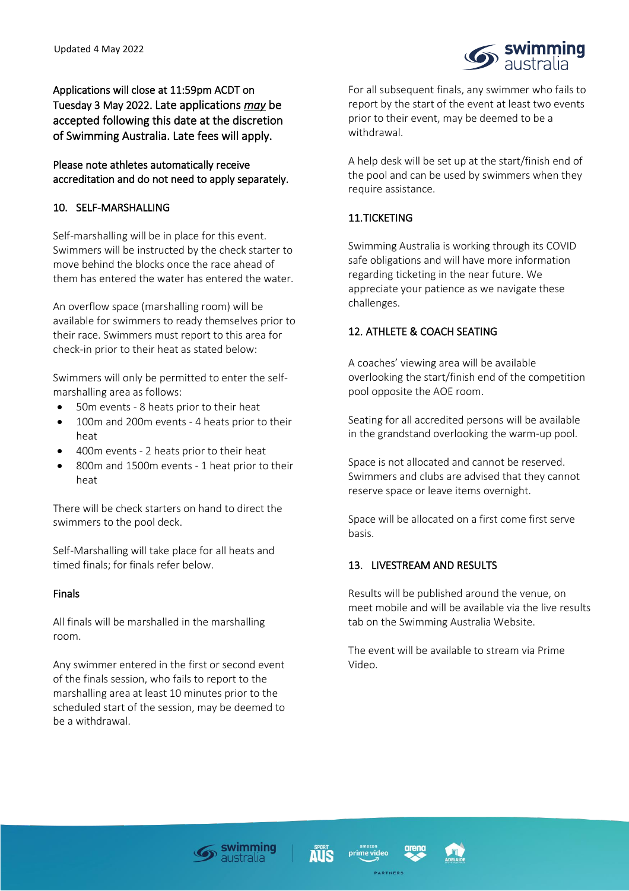Applications will close at 11:59pm ACDT on Tuesday 3 May 2022. Late applications *may* be accepted following this date at the discretion of Swimming Australia. Late fees will apply.

Please note athletes automatically receive accreditation and do not need to apply separately.

## 10. SELF-MARSHALLING

Self-marshalling will be in place for this event. Swimmers will be instructed by the check starter to move behind the blocks once the race ahead of them has entered the water has entered the water.

An overflow space (marshalling room) will be available for swimmers to ready themselves prior to their race. Swimmers must report to this area for check-in prior to their heat as stated below:

Swimmers will only be permitted to enter the self-marshalling area as follows:

- 50m events - 8 heats prior to their heat
- 100m and 200m events - 4 heats prior to their heat
- 400m events - 2 heats prior to their heat
- 800m and 1500m events - 1 heat prior to their heat

There will be check starters on hand to direct the swimmers to the pool deck.

Self-Marshalling will take place for all heats and timed finals; for finals refer below.

### Finals

All finals will be marshalled in the marshalling room.

Any swimmer entered in the first or second event of the finals session, who fails to report to the marshalling area at least 10 minutes prior to the scheduled start of the session, may be deemed to be a withdrawal.

For all subsequent finals, any swimmer who fails to report by the start of the event at least two events prior to their event, may be deemed to be a withdrawal.

A help desk will be set up at the start/finish end of the pool and can be used by swimmers when they require assistance.

## 11. TICKETING

Swimming Australia is working through its COVID safe obligations and will have more information regarding ticketing in the near future. We appreciate your patience as we navigate these challenges.

## 12. ATHLETE & COACH SEATING

A coaches' viewing area will be available overlooking the start/finish end of the competition pool opposite the AOE room.

Seating for all accredited persons will be available in the grandstand overlooking the warm-up pool.

Space is not allocated and cannot be reserved. Swimmers and clubs are advised that they cannot reserve space or leave items overnight.

Space will be allocated on a first come first serve basis.

## 13. LIVESTREAM AND RESULTS

Results will be published around the venue, on meet mobile and will be available via the live results tab on the Swimming Australia Website.

The event will be available to stream via Prime Video.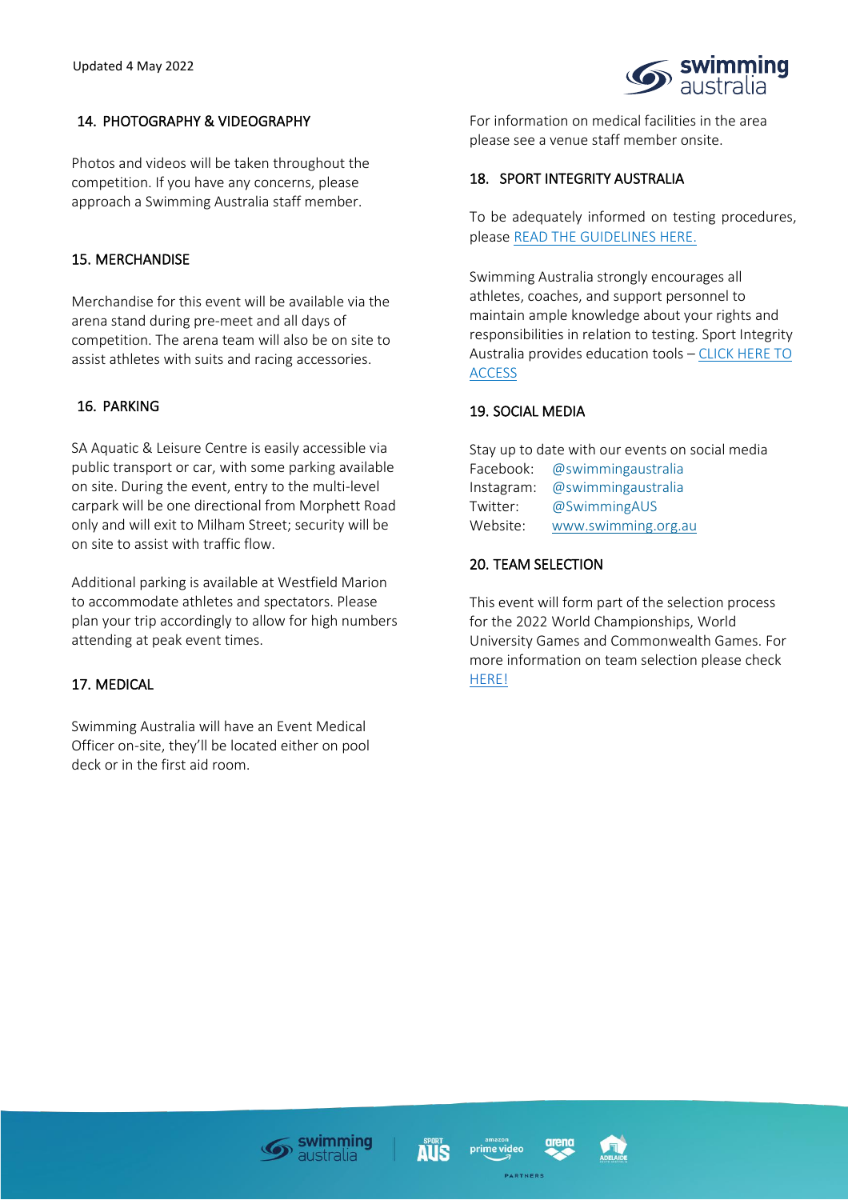## 14. PHOTOGRAPHY & VIDEOGRAPHY

Photos and videos will be taken throughout the competition. If you have any concerns, please approach a Swimming Australia staff member.

## 15. MERCHANDISE

Merchandise for this event will be available via the arena stand during pre-meet and all days of competition. The arena team will also be on site to assist athletes with suits and racing accessories.

## 16. PARKING

SA Aquatic & Leisure Centre is easily accessible via public transport or car, with some parking available on site. During the event, entry to the multi-level carpark will be one directional from Morphett Road only and will exit to Milham Street; security will be on site to assist with traffic flow.

Additional parking is available at Westfield Marion to accommodate athletes and spectators. Please plan your trip accordingly to allow for high numbers attending at peak event times.

## 17. MEDICAL

Swimming Australia will have an Event Medical Officer on-site, they'll be located either on pool deck or in the first aid room.

For information on medical facilities in the area please see a venue staff member onsite.

## 18. SPORT INTEGRITY AUSTRALIA

To be adequately informed on testing procedures, please READ THE GUIDELINES HERE.

Swimming Australia strongly encourages all athletes, coaches, and support personnel to maintain ample knowledge about your rights and responsibilities in relation to testing. Sport Integrity Australia provides education tools – CLICK HERE TO ACCESS

## 19. SOCIAL MEDIA

Stay up to date with our events on social media

Facebook: @swimmingaustralia
Instagram: @swimmingaustralia
Twitter: @SwimmingAUS
Website: www.swimming.org.au

## 20. TEAM SELECTION

This event will form part of the selection process for the 2022 World Championships, World University Games and Commonwealth Games. For more information on team selection please check HERE!